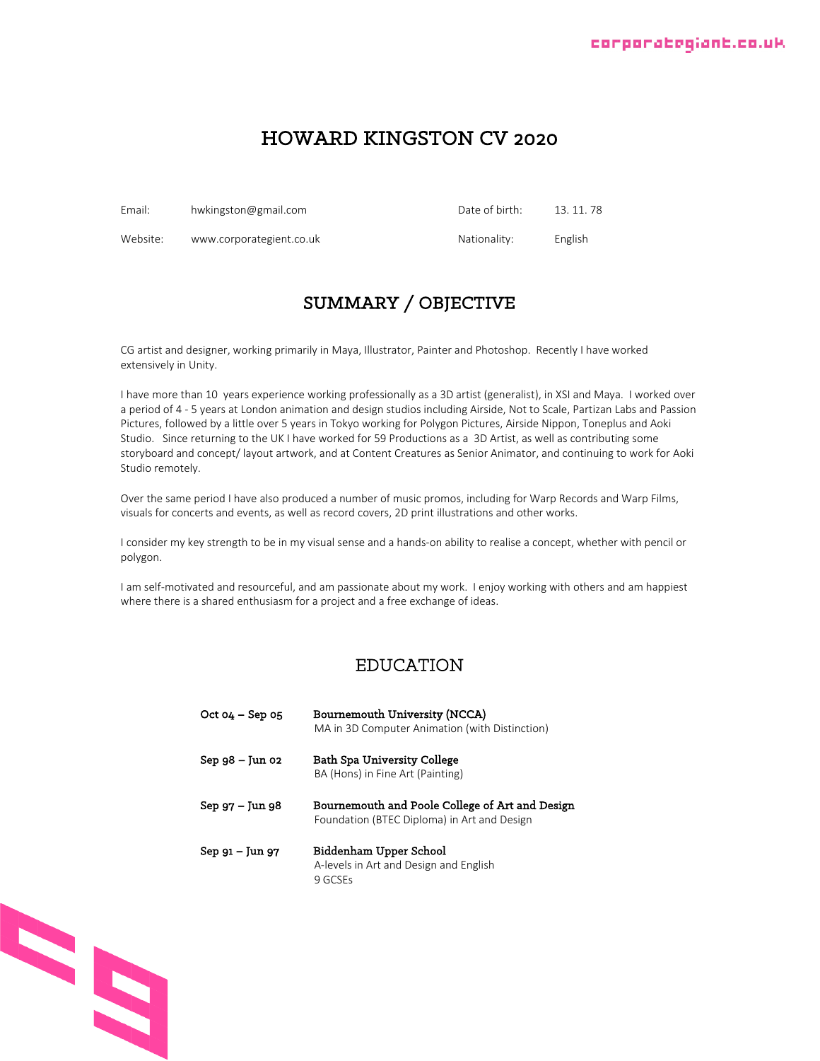# HOWARD KINGSTON CV 2020

| | | | |
|---|---|---|---|
| Email: | hwkingston@gmail.com | Date of birth: | 13. 11. 78 |
| Website: | www.corporategient.co.uk | Nationality: | English |

## SUMMARY / OBJECTIVE

CG artist and designer, working primarily in Maya, Illustrator, Painter and Photoshop. Recently I have worked extensively in Unity.

I have more than 10 years experience working professionally as a 3D artist (generalist), in XSI and Maya. I worked over a period of 4 - 5 years at London animation and design studios including Airside, Not to Scale, Partizan Labs and Passion Pictures, followed by a little over 5 years in Tokyo working for Polygon Pictures, Airside Nippon, Toneplus and Aoki Studio. Since returning to the UK I have worked for 59 Productions as a 3D Artist, as well as contributing some storyboard and concept/ layout artwork, and at Content Creatures as Senior Animator, and continuing to work for Aoki Studio remotely.

Over the same period I have also produced a number of music promos, including for Warp Records and Warp Films, visuals for concerts and events, as well as record covers, 2D print illustrations and other works.

I consider my key strength to be in my visual sense and a hands-on ability to realise a concept, whether with pencil or polygon.

I am self-motivated and resourceful, and am passionate about my work. I enjoy working with others and am happiest where there is a shared enthusiasm for a project and a free exchange of ideas.

## EDUCATION

**Oct 04 – Sep 05** — **Bournemouth University (NCCA)**
MA in 3D Computer Animation (with Distinction)

**Sep 98 – Jun 02** — **Bath Spa University College**
BA (Hons) in Fine Art (Painting)

**Sep 97 – Jun 98** — **Bournemouth and Poole College of Art and Design**
Foundation (BTEC Diploma) in Art and Design

**Sep 91 – Jun 97** — **Biddenham Upper School**
A-levels in Art and Design and English
9 GCSEs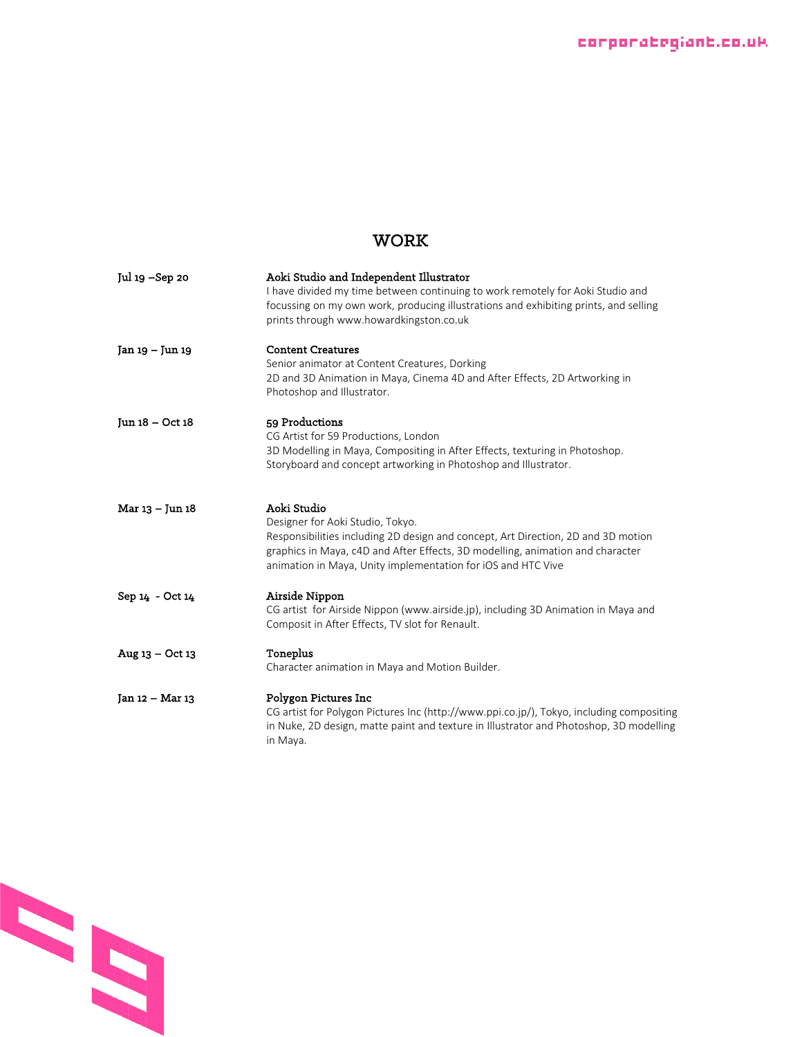# WORK

**Jul 19 –Sep 20**

**Aoki Studio and Independent Illustrator**
I have divided my time between continuing to work remotely for Aoki Studio and focussing on my own work, producing illustrations and exhibiting prints, and selling prints through www.howardkingston.co.uk

**Jan 19 – Jun 19**

**Content Creatures**
Senior animator at Content Creatures, Dorking
2D and 3D Animation in Maya, Cinema 4D and After Effects, 2D Artworking in Photoshop and Illustrator.

**Jun 18 – Oct 18**

**59 Productions**
CG Artist for 59 Productions, London
3D Modelling in Maya, Compositing in After Effects, texturing in Photoshop.
Storyboard and concept artworking in Photoshop and Illustrator.

**Mar 13 – Jun 18**

**Aoki Studio**
Designer for Aoki Studio, Tokyo.
Responsibilities including 2D design and concept, Art Direction, 2D and 3D motion graphics in Maya, c4D and After Effects, 3D modelling, animation and character animation in Maya, Unity implementation for iOS and HTC Vive

**Sep 14 - Oct 14**

**Airside Nippon**
CG artist for Airside Nippon (www.airside.jp), including 3D Animation in Maya and Composit in After Effects, TV slot for Renault.

**Aug 13 – Oct 13**

**Toneplus**
Character animation in Maya and Motion Builder.

**Jan 12 – Mar 13**

**Polygon Pictures Inc**
CG artist for Polygon Pictures Inc (http://www.ppi.co.jp/), Tokyo, including compositing in Nuke, 2D design, matte paint and texture in Illustrator and Photoshop, 3D modelling in Maya.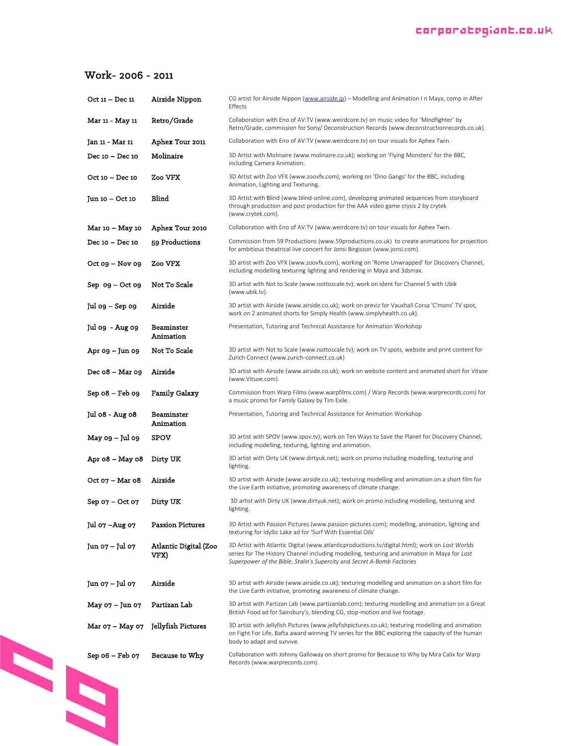## Work- 2006 - 2011

| | | |
|---|---|---|
| Oct 11 – Dec 11 | Airside Nippon | CG artist for Airside Nippon (www.airside.jp) – Modelling and Animation I n Maya, comp in After Effects |
| Mar 11 - May 11 | Retro/Grade | Collaboration with Eno of AV:TV (www.weirdcore.tv) on music video for 'Mindfighter' by Retro/Grade, commission for Sony/ Deconstruction Records (www.deconstructionrecords.co.uk). |
| Jan 11 - Mar 11 | Aphex Tour 2011 | Collaboration with Eno of AV:TV (www.weirdcore.tv) on tour visuals for Aphex Twin. |
| Dec 10 – Dec 10 | Molinaire | 3D Artist with Molinaire (www.molinaire.co.uk); working on 'Flying Monsters' for the BBC, including Camera Animation. |
| Oct 10 – Dec 10 | Zoo VFX | 3D Artist with Zoo VFX (www.zoovfx.com); working on 'Dino Gangs' for the BBC, including Animation, Lighting and Texturing. |
| Jun 10 – Oct 10 | Blind | 3D Artist with Blind (www.blind-online.com), developing animated sequences from storyboard through production and post production for the AAA video game crysis 2 by crytek (www.crytek.com). |
| Mar 10 – May 10 | Aphex Tour 2010 | Collaboration with Eno of AV:TV (www.weirdcore.tv) on tour visuals for Aphex Twin. |
| Dec 10 – Dec 10 | 59 Productions | Commission from 59 Productions (www.59productions.co.uk) to create animations for projection for ambitious theatrical live concert for Jonsi Birgisson (www.jonsi.com). |
| Oct 09 – Nov 09 | Zoo VFX | 3D artist with Zoo VFX (www.zoovfx.com), working on 'Rome Unwrapped' for Discovery Channel, including modelling texturing lighting and rendering in Maya and 3dsmax. |
| Sep 09 – Oct 09 | Not To Scale | 3D artist with Not to Scale (www.nottoscale.tv); work on ident for Channel 5 with Ubik (www.ubik.tv). |
| Jul 09 – Sep 09 | Airside | 3D artist with Airside (www.airside.co.uk); work on previz for Vauxhall Corsa 'C'mons' TV spot, work on 2 animated shorts for Simply Health (www.simplyhealth.co.uk). |
| Jul 09 - Aug 09 | Beaminster Animation | Presentation, Tutoring and Technical Assistance for Animation Workshop |
| Apr 09 – Jun 09 | Not To Scale | 3D artist with Not to Scale (www.nottoscale.tv); work on TV spots, website and print content for Zurich Connect (www.zurich-connect.co.uk) |
| Dec 08 – Mar 09 | Airside | 3D artist with Airside (www.airside.co.uk); work on website content and animated short for Vitsoe (www.Vitsoe.com). |
| Sep 08 – Feb 09 | Family Galaxy | Commission from Warp Films (www.warpfilms.com) / Warp Records (www.warprecords.com) for a music promo for Family Galaxy by Tim Exile. |
| Jul 08 - Aug 08 | Beaminster Animation | Presentation, Tutoring and Technical Assistance for Animation Workshop |
| May 09 – Jul 09 | SPOV | 3D artist with SPOV (www.spov.tv); work on Ten Ways to Save the Planet for Discovery Channel, including modelling, texturing, lighting and animation. |
| Apr 08 – May 08 | Dirty UK | 3D artist with Dirty UK (www.dirtyuk.net); work on promo including modelling, texturing and lighting. |
| Oct 07 – Mar 08 | Airside | 3D artist with Airside (www.airside.co.uk); texturing modelling and animation on a short film for the Live Earth initiative, promoting awareness of climate change. |
| Sep 07 – Oct 07 | Dirty UK | 3D artist with Dirty UK (www.dirtyuk.net); work on promo including modelling, texturing and lighting. |
| Jul 07 –Aug 07 | Passion Pictures | 3D Artist with Passion Pictures (www.passion-pictures.com); modelling, animation, lighting and texturing for Idyllic Lake ad for 'Surf With Essential Oils' |
| Jun 07 – Jul 07 | Atlantic Digital (Zoo VFX) | 3D Artist with Atlantic Digital (www.atlanticproductions.tv/digital.html); work on *Lost Worlds* series for The History Channel including modelling, texturing and animation in Maya for *Lost Superpower of the Bible*, *Stalin's Supercity* and *Secret A-Bomb Factories* |
| Jun 07 – Jul 07 | Airside | 3D artist with Airside (www.airside.co.uk); texturing modelling and animation on a short film for the Live Earth initiative, promoting awareness of climate change. |
| May 07 – Jun 07 | Partizan Lab | 3D artist with Partizan Lab (www.partizanlab.com); texturing modelling and animation on a Great British Food ad for Sainsbury's, blending CG, stop-motion and live footage. |
| Mar 07 – May 07 | Jellyfish Pictures | 3D artist with Jellyfish Pictures (www.jellyfishpictures.co.uk); texturing modelling and animation on Fight For Life, Bafta award winning TV series for the BBC exploring the capacity of the human body to adapt and survive. |
| Sep 06 – Feb 07 | Because to Why | Collaboration with Johnny Galloway on short promo for Because to Why by Mira Calix for Warp Records (www.warprecords.com). |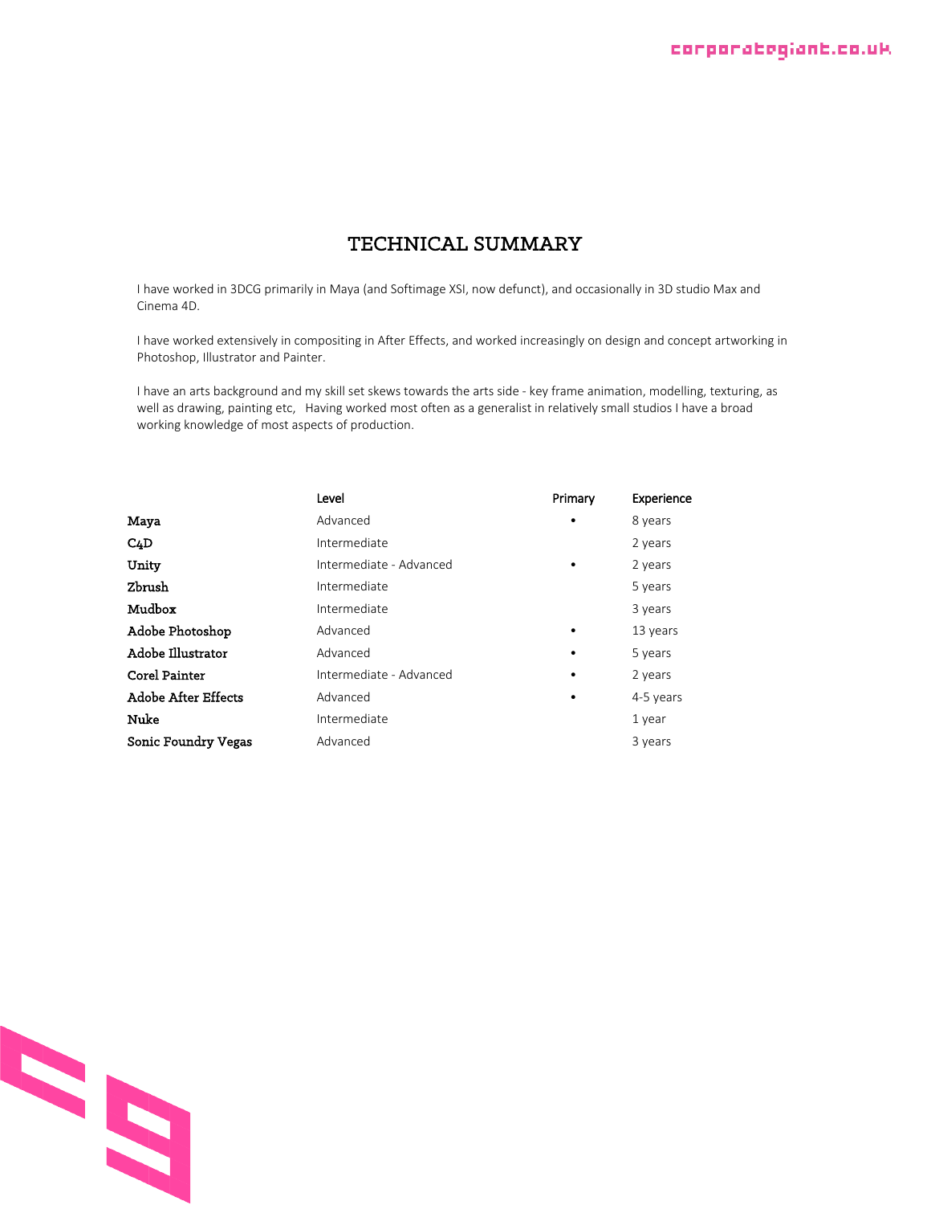# TECHNICAL SUMMARY

I have worked in 3DCG primarily in Maya (and Softimage XSI, now defunct), and occasionally in 3D studio Max and Cinema 4D.

I have worked extensively in compositing in After Effects, and worked increasingly on design and concept artworking in Photoshop, Illustrator and Painter.

I have an arts background and my skill set skews towards the arts side - key frame animation, modelling, texturing, as well as drawing, painting etc, Having worked most often as a generalist in relatively small studios I have a broad working knowledge of most aspects of production.

| | Level | Primary | Experience |
|---|---|---|---|
| **Maya** | Advanced | • | 8 years |
| **C4D** | Intermediate | | 2 years |
| **Unity** | Intermediate - Advanced | • | 2 years |
| **Zbrush** | Intermediate | | 5 years |
| **Mudbox** | Intermediate | | 3 years |
| **Adobe Photoshop** | Advanced | • | 13 years |
| **Adobe Illustrator** | Advanced | • | 5 years |
| **Corel Painter** | Intermediate - Advanced | • | 2 years |
| **Adobe After Effects** | Advanced | • | 4-5 years |
| **Nuke** | Intermediate | | 1 year |
| **Sonic Foundry Vegas** | Advanced | | 3 years |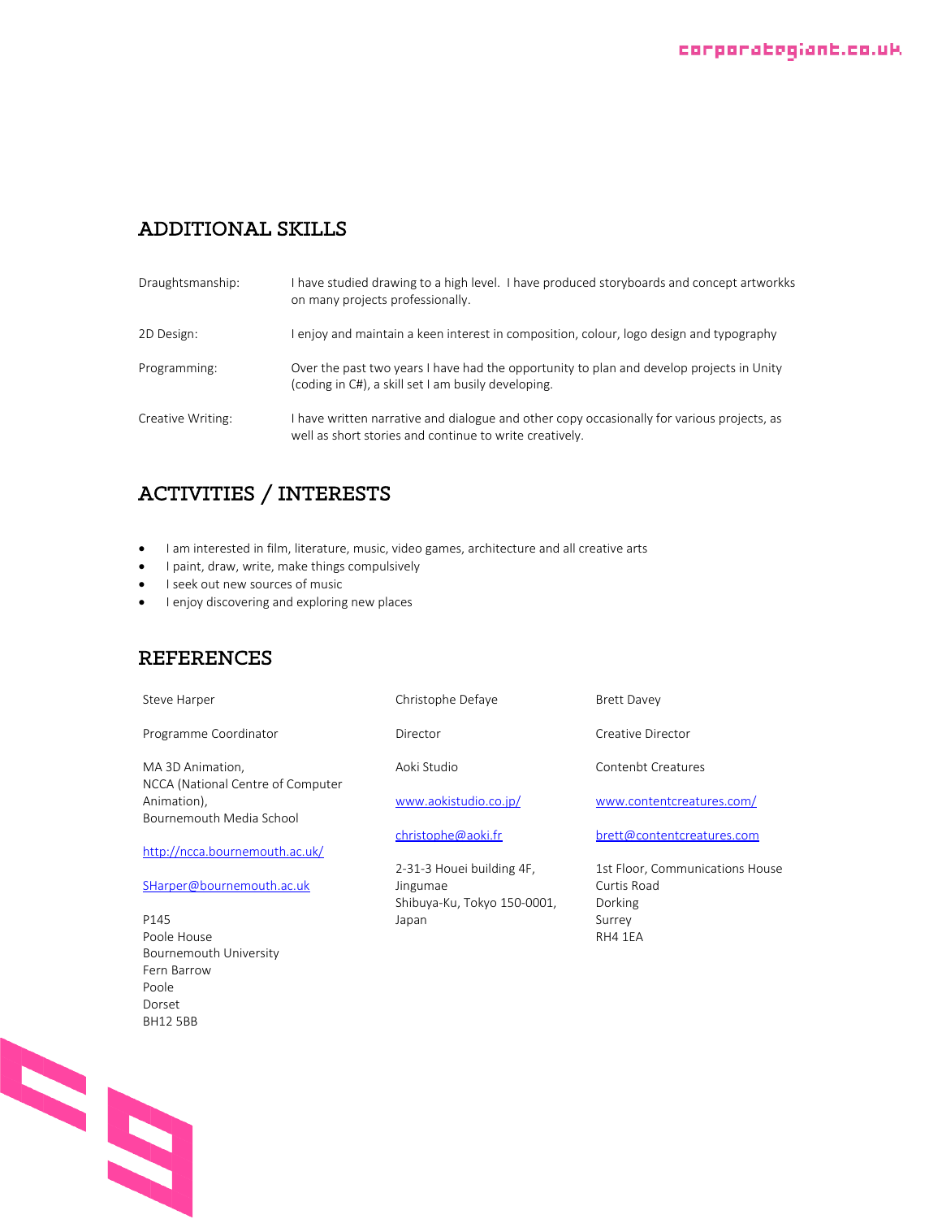## ADDITIONAL SKILLS

| | |
|---|---|
| Draughtsmanship: | I have studied drawing to a high level. I have produced storyboards and concept artworkks on many projects professionally. |
| 2D Design: | I enjoy and maintain a keen interest in composition, colour, logo design and typography |
| Programming: | Over the past two years I have had the opportunity to plan and develop projects in Unity (coding in C#), a skill set I am busily developing. |
| Creative Writing: | I have written narrative and dialogue and other copy occasionally for various projects, as well as short stories and continue to write creatively. |

## ACTIVITIES / INTERESTS

- I am interested in film, literature, music, video games, architecture and all creative arts
- I paint, draw, write, make things compulsively
- I seek out new sources of music
- I enjoy discovering and exploring new places

## REFERENCES

Steve Harper

Programme Coordinator

MA 3D Animation,
NCCA (National Centre of Computer Animation),
Bournemouth Media School

http://ncca.bournemouth.ac.uk/

SHarper@bournemouth.ac.uk

P145
Poole House
Bournemouth University
Fern Barrow
Poole
Dorset
BH12 5BB

Christophe Defaye

Director

Aoki Studio

www.aokistudio.co.jp/

christophe@aoki.fr

2-31-3 Houei building 4F,
Jingumae
Shibuya-Ku, Tokyo 150-0001,
Japan

Brett Davey

Creative Director

Contenbt Creatures

www.contentcreatures.com/

brett@contentcreatures.com

1st Floor, Communications House
Curtis Road
Dorking
Surrey
RH4 1EA